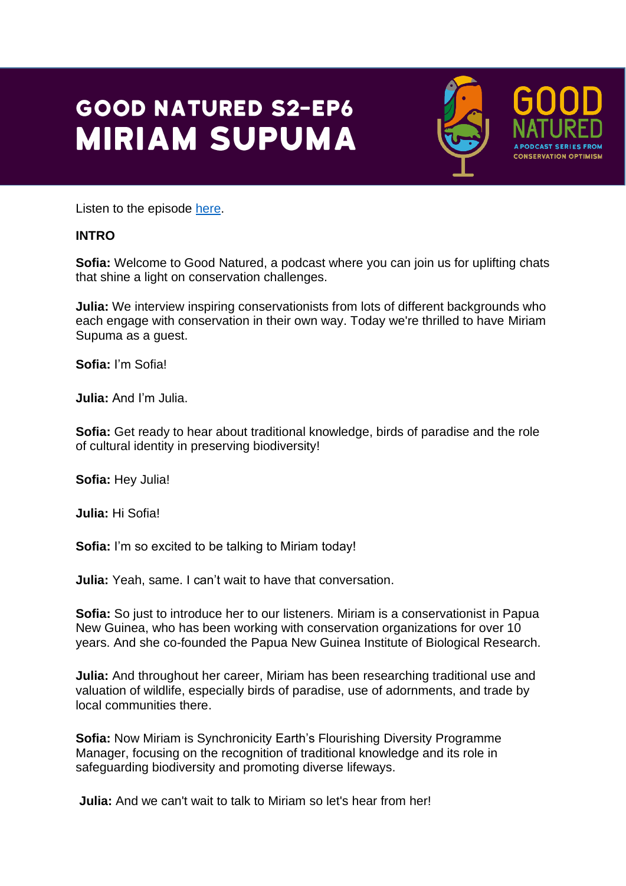# GOOD NATURED S2-EP6
# MIRIAM SUPUMA

Listen to the episode here.

**INTRO**

**Sofia:** Welcome to Good Natured, a podcast where you can join us for uplifting chats that shine a light on conservation challenges.

**Julia:** We interview inspiring conservationists from lots of different backgrounds who each engage with conservation in their own way. Today we're thrilled to have Miriam Supuma as a guest.

**Sofia:** I'm Sofia!

**Julia:** And I'm Julia.

**Sofia:** Get ready to hear about traditional knowledge, birds of paradise and the role of cultural identity in preserving biodiversity!

**Sofia:** Hey Julia!

**Julia:** Hi Sofia!

**Sofia:** I'm so excited to be talking to Miriam today!

**Julia:** Yeah, same. I can't wait to have that conversation.

**Sofia:** So just to introduce her to our listeners. Miriam is a conservationist in Papua New Guinea, who has been working with conservation organizations for over 10 years. And she co-founded the Papua New Guinea Institute of Biological Research.

**Julia:** And throughout her career, Miriam has been researching traditional use and valuation of wildlife, especially birds of paradise, use of adornments, and trade by local communities there.

**Sofia:** Now Miriam is Synchronicity Earth's Flourishing Diversity Programme Manager, focusing on the recognition of traditional knowledge and its role in safeguarding biodiversity and promoting diverse lifeways.

**Julia:** And we can't wait to talk to Miriam so let's hear from her!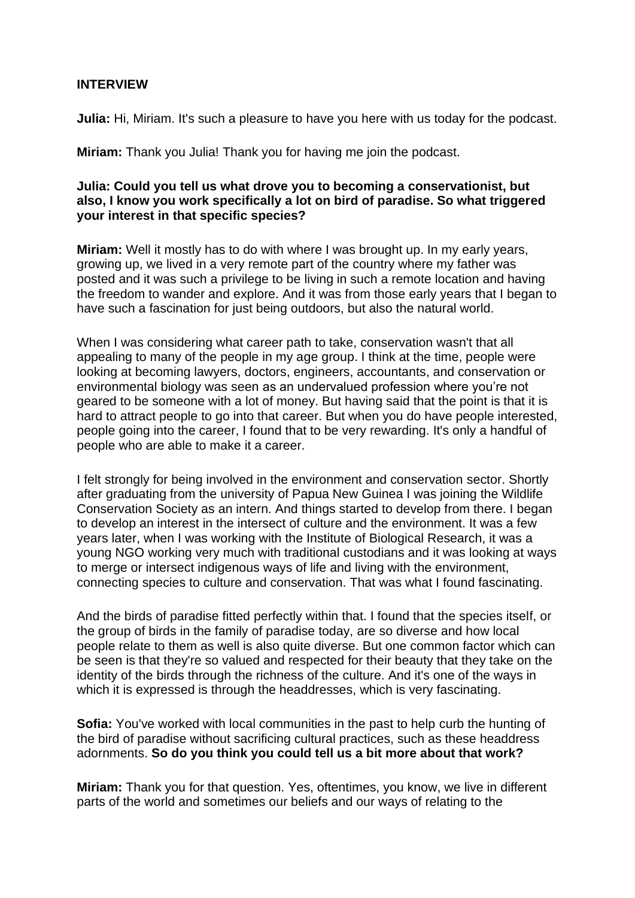**INTERVIEW**

**Julia:** Hi, Miriam. It's such a pleasure to have you here with us today for the podcast.

**Miriam:** Thank you Julia! Thank you for having me join the podcast.

**Julia: Could you tell us what drove you to becoming a conservationist, but also, I know you work specifically a lot on bird of paradise. So what triggered your interest in that specific species?**

**Miriam:** Well it mostly has to do with where I was brought up. In my early years, growing up, we lived in a very remote part of the country where my father was posted and it was such a privilege to be living in such a remote location and having the freedom to wander and explore. And it was from those early years that I began to have such a fascination for just being outdoors, but also the natural world.

When I was considering what career path to take, conservation wasn't that all appealing to many of the people in my age group. I think at the time, people were looking at becoming lawyers, doctors, engineers, accountants, and conservation or environmental biology was seen as an undervalued profession where you're not geared to be someone with a lot of money. But having said that the point is that it is hard to attract people to go into that career. But when you do have people interested, people going into the career, I found that to be very rewarding. It's only a handful of people who are able to make it a career.

I felt strongly for being involved in the environment and conservation sector. Shortly after graduating from the university of Papua New Guinea I was joining the Wildlife Conservation Society as an intern. And things started to develop from there. I began to develop an interest in the intersect of culture and the environment. It was a few years later, when I was working with the Institute of Biological Research, it was a young NGO working very much with traditional custodians and it was looking at ways to merge or intersect indigenous ways of life and living with the environment, connecting species to culture and conservation. That was what I found fascinating.

And the birds of paradise fitted perfectly within that. I found that the species itself, or the group of birds in the family of paradise today, are so diverse and how local people relate to them as well is also quite diverse. But one common factor which can be seen is that they're so valued and respected for their beauty that they take on the identity of the birds through the richness of the culture. And it's one of the ways in which it is expressed is through the headdresses, which is very fascinating.

**Sofia:** You've worked with local communities in the past to help curb the hunting of the bird of paradise without sacrificing cultural practices, such as these headdress adornments. **So do you think you could tell us a bit more about that work?**

**Miriam:** Thank you for that question. Yes, oftentimes, you know, we live in different parts of the world and sometimes our beliefs and our ways of relating to the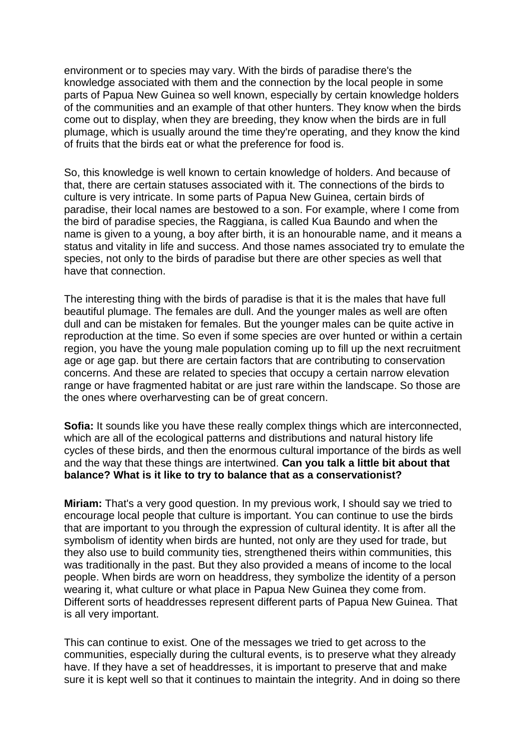environment or to species may vary. With the birds of paradise there's the knowledge associated with them and the connection by the local people in some parts of Papua New Guinea so well known, especially by certain knowledge holders of the communities and an example of that other hunters. They know when the birds come out to display, when they are breeding, they know when the birds are in full plumage, which is usually around the time they're operating, and they know the kind of fruits that the birds eat or what the preference for food is.

So, this knowledge is well known to certain knowledge of holders. And because of that, there are certain statuses associated with it. The connections of the birds to culture is very intricate. In some parts of Papua New Guinea, certain birds of paradise, their local names are bestowed to a son. For example, where I come from the bird of paradise species, the Raggiana, is called Kua Baundo and when the name is given to a young, a boy after birth, it is an honourable name, and it means a status and vitality in life and success. And those names associated try to emulate the species, not only to the birds of paradise but there are other species as well that have that connection.

The interesting thing with the birds of paradise is that it is the males that have full beautiful plumage. The females are dull. And the younger males as well are often dull and can be mistaken for females. But the younger males can be quite active in reproduction at the time. So even if some species are over hunted or within a certain region, you have the young male population coming up to fill up the next recruitment age or age gap. but there are certain factors that are contributing to conservation concerns. And these are related to species that occupy a certain narrow elevation range or have fragmented habitat or are just rare within the landscape. So those are the ones where overharvesting can be of great concern.

**Sofia:** It sounds like you have these really complex things which are interconnected, which are all of the ecological patterns and distributions and natural history life cycles of these birds, and then the enormous cultural importance of the birds as well and the way that these things are intertwined. **Can you talk a little bit about that balance? What is it like to try to balance that as a conservationist?**

**Miriam:** That's a very good question. In my previous work, I should say we tried to encourage local people that culture is important. You can continue to use the birds that are important to you through the expression of cultural identity. It is after all the symbolism of identity when birds are hunted, not only are they used for trade, but they also use to build community ties, strengthened theirs within communities, this was traditionally in the past. But they also provided a means of income to the local people. When birds are worn on headdress, they symbolize the identity of a person wearing it, what culture or what place in Papua New Guinea they come from. Different sorts of headdresses represent different parts of Papua New Guinea. That is all very important.

This can continue to exist. One of the messages we tried to get across to the communities, especially during the cultural events, is to preserve what they already have. If they have a set of headdresses, it is important to preserve that and make sure it is kept well so that it continues to maintain the integrity. And in doing so there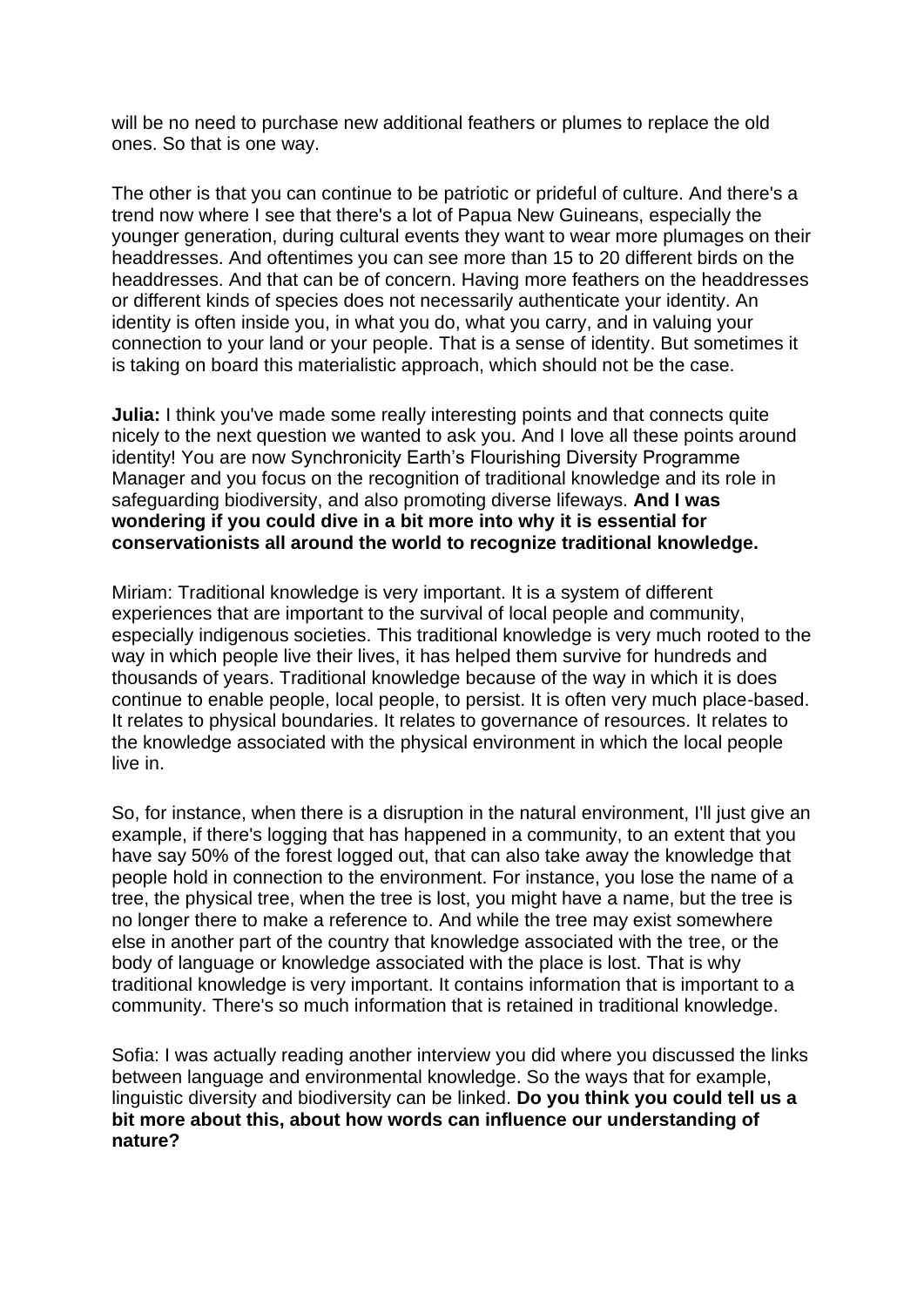will be no need to purchase new additional feathers or plumes to replace the old ones. So that is one way.

The other is that you can continue to be patriotic or prideful of culture. And there's a trend now where I see that there's a lot of Papua New Guineans, especially the younger generation, during cultural events they want to wear more plumages on their headdresses. And oftentimes you can see more than 15 to 20 different birds on the headdresses. And that can be of concern. Having more feathers on the headdresses or different kinds of species does not necessarily authenticate your identity. An identity is often inside you, in what you do, what you carry, and in valuing your connection to your land or your people. That is a sense of identity. But sometimes it is taking on board this materialistic approach, which should not be the case.

**Julia:** I think you've made some really interesting points and that connects quite nicely to the next question we wanted to ask you. And I love all these points around identity! You are now Synchronicity Earth's Flourishing Diversity Programme Manager and you focus on the recognition of traditional knowledge and its role in safeguarding biodiversity, and also promoting diverse lifeways. **And I was wondering if you could dive in a bit more into why it is essential for conservationists all around the world to recognize traditional knowledge.**

Miriam: Traditional knowledge is very important. It is a system of different experiences that are important to the survival of local people and community, especially indigenous societies. This traditional knowledge is very much rooted to the way in which people live their lives, it has helped them survive for hundreds and thousands of years. Traditional knowledge because of the way in which it is does continue to enable people, local people, to persist. It is often very much place-based. It relates to physical boundaries. It relates to governance of resources. It relates to the knowledge associated with the physical environment in which the local people live in.

So, for instance, when there is a disruption in the natural environment, I'll just give an example, if there's logging that has happened in a community, to an extent that you have say 50% of the forest logged out, that can also take away the knowledge that people hold in connection to the environment. For instance, you lose the name of a tree, the physical tree, when the tree is lost, you might have a name, but the tree is no longer there to make a reference to. And while the tree may exist somewhere else in another part of the country that knowledge associated with the tree, or the body of language or knowledge associated with the place is lost. That is why traditional knowledge is very important. It contains information that is important to a community. There's so much information that is retained in traditional knowledge.

Sofia: I was actually reading another interview you did where you discussed the links between language and environmental knowledge. So the ways that for example, linguistic diversity and biodiversity can be linked. **Do you think you could tell us a bit more about this, about how words can influence our understanding of nature?**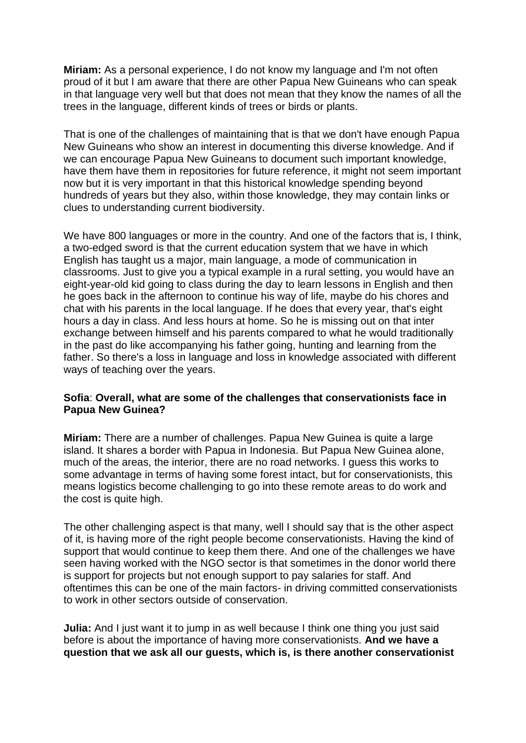**Miriam:** As a personal experience, I do not know my language and I'm not often proud of it but I am aware that there are other Papua New Guineans who can speak in that language very well but that does not mean that they know the names of all the trees in the language, different kinds of trees or birds or plants.

That is one of the challenges of maintaining that is that we don't have enough Papua New Guineans who show an interest in documenting this diverse knowledge. And if we can encourage Papua New Guineans to document such important knowledge, have them have them in repositories for future reference, it might not seem important now but it is very important in that this historical knowledge spending beyond hundreds of years but they also, within those knowledge, they may contain links or clues to understanding current biodiversity.

We have 800 languages or more in the country. And one of the factors that is, I think, a two-edged sword is that the current education system that we have in which English has taught us a major, main language, a mode of communication in classrooms. Just to give you a typical example in a rural setting, you would have an eight-year-old kid going to class during the day to learn lessons in English and then he goes back in the afternoon to continue his way of life, maybe do his chores and chat with his parents in the local language. If he does that every year, that's eight hours a day in class. And less hours at home. So he is missing out on that inter exchange between himself and his parents compared to what he would traditionally in the past do like accompanying his father going, hunting and learning from the father. So there's a loss in language and loss in knowledge associated with different ways of teaching over the years.

**Sofia**: **Overall, what are some of the challenges that conservationists face in Papua New Guinea?**

**Miriam:** There are a number of challenges. Papua New Guinea is quite a large island. It shares a border with Papua in Indonesia. But Papua New Guinea alone, much of the areas, the interior, there are no road networks. I guess this works to some advantage in terms of having some forest intact, but for conservationists, this means logistics become challenging to go into these remote areas to do work and the cost is quite high.

The other challenging aspect is that many, well I should say that is the other aspect of it, is having more of the right people become conservationists. Having the kind of support that would continue to keep them there. And one of the challenges we have seen having worked with the NGO sector is that sometimes in the donor world there is support for projects but not enough support to pay salaries for staff. And oftentimes this can be one of the main factors- in driving committed conservationists to work in other sectors outside of conservation.

**Julia:** And I just want it to jump in as well because I think one thing you just said before is about the importance of having more conservationists. **And we have a question that we ask all our guests, which is, is there another conservationist**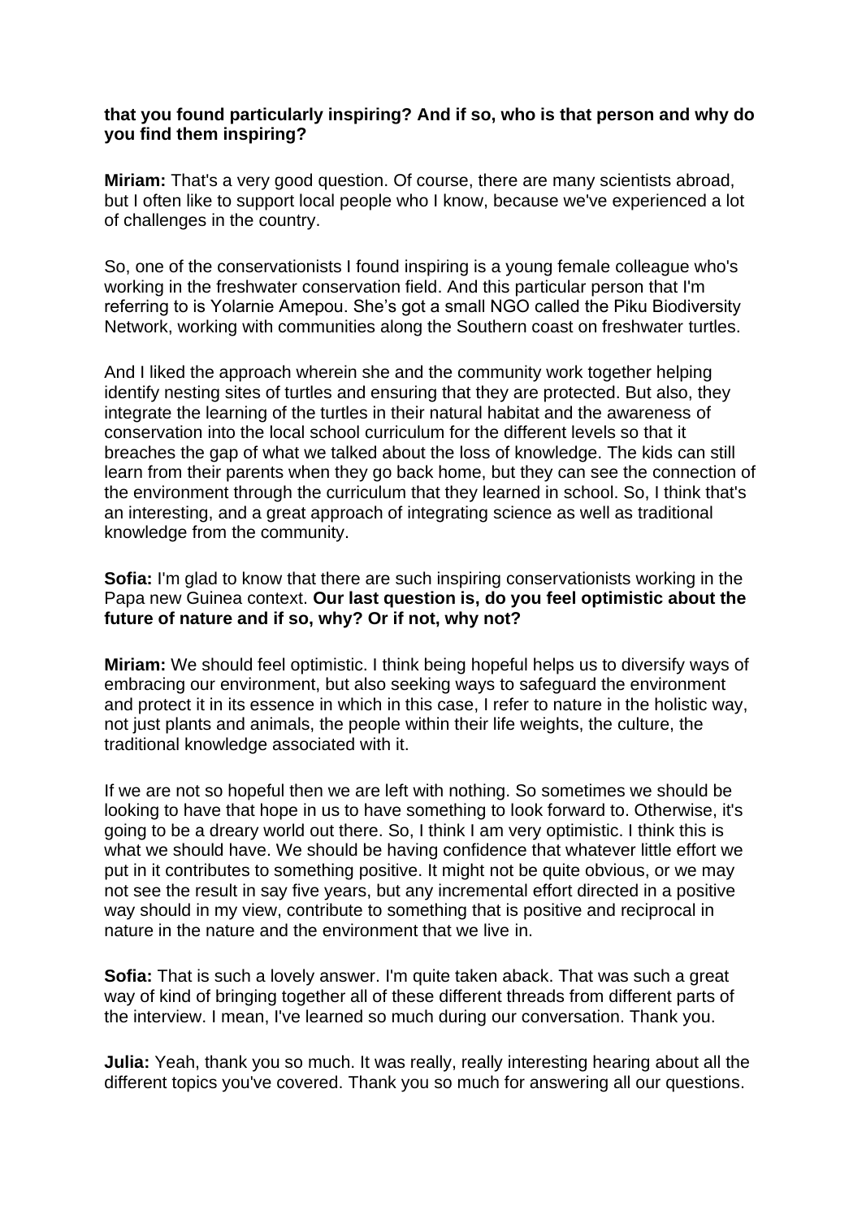**that you found particularly inspiring? And if so, who is that person and why do you find them inspiring?**

**Miriam:** That's a very good question. Of course, there are many scientists abroad, but I often like to support local people who I know, because we've experienced a lot of challenges in the country.

So, one of the conservationists I found inspiring is a young female colleague who's working in the freshwater conservation field. And this particular person that I'm referring to is Yolarnie Amepou. She's got a small NGO called the Piku Biodiversity Network, working with communities along the Southern coast on freshwater turtles.

And I liked the approach wherein she and the community work together helping identify nesting sites of turtles and ensuring that they are protected. But also, they integrate the learning of the turtles in their natural habitat and the awareness of conservation into the local school curriculum for the different levels so that it breaches the gap of what we talked about the loss of knowledge. The kids can still learn from their parents when they go back home, but they can see the connection of the environment through the curriculum that they learned in school. So, I think that's an interesting, and a great approach of integrating science as well as traditional knowledge from the community.

**Sofia:** I'm glad to know that there are such inspiring conservationists working in the Papa new Guinea context. **Our last question is, do you feel optimistic about the future of nature and if so, why? Or if not, why not?**

**Miriam:** We should feel optimistic. I think being hopeful helps us to diversify ways of embracing our environment, but also seeking ways to safeguard the environment and protect it in its essence in which in this case, I refer to nature in the holistic way, not just plants and animals, the people within their life weights, the culture, the traditional knowledge associated with it.

If we are not so hopeful then we are left with nothing. So sometimes we should be looking to have that hope in us to have something to look forward to. Otherwise, it's going to be a dreary world out there. So, I think I am very optimistic. I think this is what we should have. We should be having confidence that whatever little effort we put in it contributes to something positive. It might not be quite obvious, or we may not see the result in say five years, but any incremental effort directed in a positive way should in my view, contribute to something that is positive and reciprocal in nature in the nature and the environment that we live in.

**Sofia:** That is such a lovely answer. I'm quite taken aback. That was such a great way of kind of bringing together all of these different threads from different parts of the interview. I mean, I've learned so much during our conversation. Thank you.

**Julia:** Yeah, thank you so much. It was really, really interesting hearing about all the different topics you've covered. Thank you so much for answering all our questions.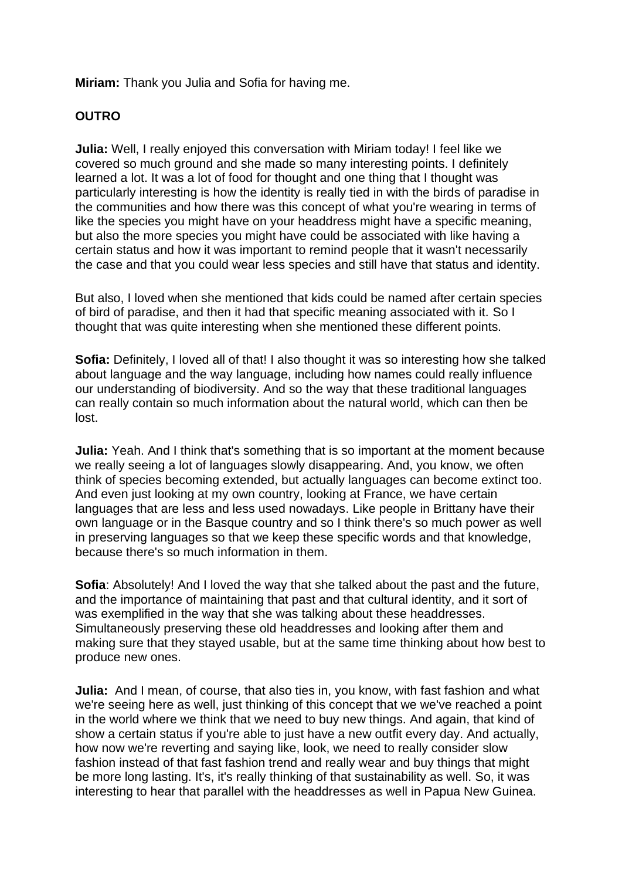**Miriam:** Thank you Julia and Sofia for having me.

**OUTRO**

**Julia:** Well, I really enjoyed this conversation with Miriam today! I feel like we covered so much ground and she made so many interesting points. I definitely learned a lot. It was a lot of food for thought and one thing that I thought was particularly interesting is how the identity is really tied in with the birds of paradise in the communities and how there was this concept of what you're wearing in terms of like the species you might have on your headdress might have a specific meaning, but also the more species you might have could be associated with like having a certain status and how it was important to remind people that it wasn't necessarily the case and that you could wear less species and still have that status and identity.

But also, I loved when she mentioned that kids could be named after certain species of bird of paradise, and then it had that specific meaning associated with it. So I thought that was quite interesting when she mentioned these different points.

**Sofia:** Definitely, I loved all of that! I also thought it was so interesting how she talked about language and the way language, including how names could really influence our understanding of biodiversity. And so the way that these traditional languages can really contain so much information about the natural world, which can then be lost.

**Julia:** Yeah. And I think that's something that is so important at the moment because we really seeing a lot of languages slowly disappearing. And, you know, we often think of species becoming extended, but actually languages can become extinct too. And even just looking at my own country, looking at France, we have certain languages that are less and less used nowadays. Like people in Brittany have their own language or in the Basque country and so I think there's so much power as well in preserving languages so that we keep these specific words and that knowledge, because there's so much information in them.

**Sofia**: Absolutely! And I loved the way that she talked about the past and the future, and the importance of maintaining that past and that cultural identity, and it sort of was exemplified in the way that she was talking about these headdresses. Simultaneously preserving these old headdresses and looking after them and making sure that they stayed usable, but at the same time thinking about how best to produce new ones.

**Julia:** And I mean, of course, that also ties in, you know, with fast fashion and what we're seeing here as well, just thinking of this concept that we we've reached a point in the world where we think that we need to buy new things. And again, that kind of show a certain status if you're able to just have a new outfit every day. And actually, how now we're reverting and saying like, look, we need to really consider slow fashion instead of that fast fashion trend and really wear and buy things that might be more long lasting. It's, it's really thinking of that sustainability as well. So, it was interesting to hear that parallel with the headdresses as well in Papua New Guinea.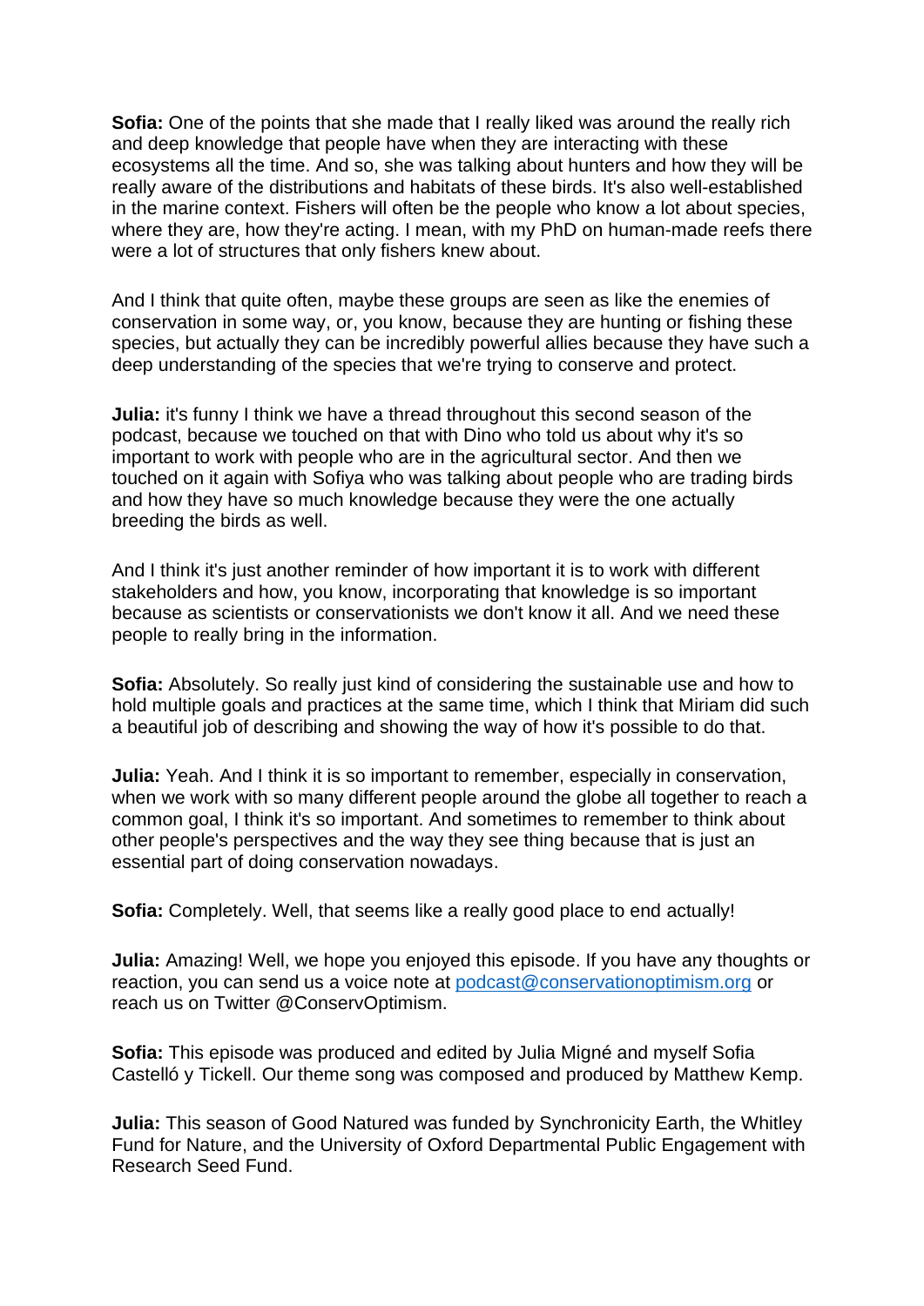**Sofia:** One of the points that she made that I really liked was around the really rich and deep knowledge that people have when they are interacting with these ecosystems all the time. And so, she was talking about hunters and how they will be really aware of the distributions and habitats of these birds. It's also well-established in the marine context. Fishers will often be the people who know a lot about species, where they are, how they're acting. I mean, with my PhD on human-made reefs there were a lot of structures that only fishers knew about.

And I think that quite often, maybe these groups are seen as like the enemies of conservation in some way, or, you know, because they are hunting or fishing these species, but actually they can be incredibly powerful allies because they have such a deep understanding of the species that we're trying to conserve and protect.

**Julia:** it's funny I think we have a thread throughout this second season of the podcast, because we touched on that with Dino who told us about why it's so important to work with people who are in the agricultural sector. And then we touched on it again with Sofiya who was talking about people who are trading birds and how they have so much knowledge because they were the one actually breeding the birds as well.

And I think it's just another reminder of how important it is to work with different stakeholders and how, you know, incorporating that knowledge is so important because as scientists or conservationists we don't know it all. And we need these people to really bring in the information.

**Sofia:** Absolutely. So really just kind of considering the sustainable use and how to hold multiple goals and practices at the same time, which I think that Miriam did such a beautiful job of describing and showing the way of how it's possible to do that.

**Julia:** Yeah. And I think it is so important to remember, especially in conservation, when we work with so many different people around the globe all together to reach a common goal, I think it's so important. And sometimes to remember to think about other people's perspectives and the way they see thing because that is just an essential part of doing conservation nowadays.

**Sofia:** Completely. Well, that seems like a really good place to end actually!

**Julia:** Amazing! Well, we hope you enjoyed this episode. If you have any thoughts or reaction, you can send us a voice note at [podcast@conservationoptimism.org](mailto:podcast@conservationoptimism.org) or reach us on Twitter @ConservOptimism.

**Sofia:** This episode was produced and edited by Julia Migné and myself Sofia Castelló y Tickell. Our theme song was composed and produced by Matthew Kemp.

**Julia:** This season of Good Natured was funded by Synchronicity Earth, the Whitley Fund for Nature, and the University of Oxford Departmental Public Engagement with Research Seed Fund.